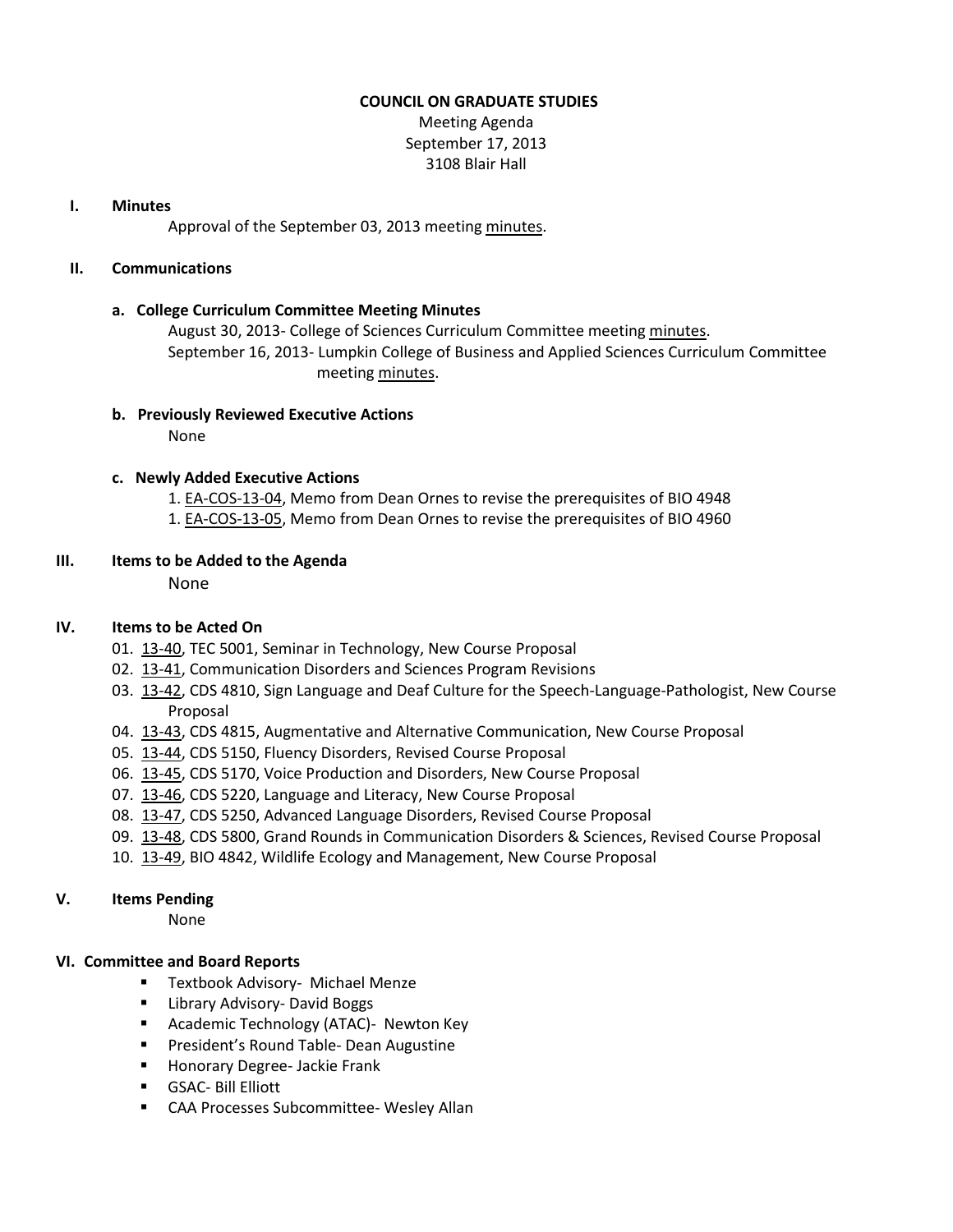# COUNCIL ON GRADUATE STUDIES

Meeting Agenda
September 17, 2013
3108 Blair Hall

## I. Minutes

Approval of the September 03, 2013 meeting minutes.

## II. Communications

### a. College Curriculum Committee Meeting Minutes

August 30, 2013- College of Sciences Curriculum Committee meeting minutes.
September 16, 2013- Lumpkin College of Business and Applied Sciences Curriculum Committee meeting minutes.

### b. Previously Reviewed Executive Actions

None

### c. Newly Added Executive Actions

1. EA-COS-13-04, Memo from Dean Ornes to revise the prerequisites of BIO 4948
1. EA-COS-13-05, Memo from Dean Ornes to revise the prerequisites of BIO 4960

## III. Items to be Added to the Agenda

None

## IV. Items to be Acted On

01. 13-40, TEC 5001, Seminar in Technology, New Course Proposal
02. 13-41, Communication Disorders and Sciences Program Revisions
03. 13-42, CDS 4810, Sign Language and Deaf Culture for the Speech-Language-Pathologist, New Course Proposal
04. 13-43, CDS 4815, Augmentative and Alternative Communication, New Course Proposal
05. 13-44, CDS 5150, Fluency Disorders, Revised Course Proposal
06. 13-45, CDS 5170, Voice Production and Disorders, New Course Proposal
07. 13-46, CDS 5220, Language and Literacy, New Course Proposal
08. 13-47, CDS 5250, Advanced Language Disorders, Revised Course Proposal
09. 13-48, CDS 5800, Grand Rounds in Communication Disorders & Sciences, Revised Course Proposal
10. 13-49, BIO 4842, Wildlife Ecology and Management, New Course Proposal

## V. Items Pending

None

## VI. Committee and Board Reports

- Textbook Advisory- Michael Menze
- Library Advisory- David Boggs
- Academic Technology (ATAC)- Newton Key
- President's Round Table- Dean Augustine
- Honorary Degree- Jackie Frank
- GSAC- Bill Elliott
- CAA Processes Subcommittee- Wesley Allan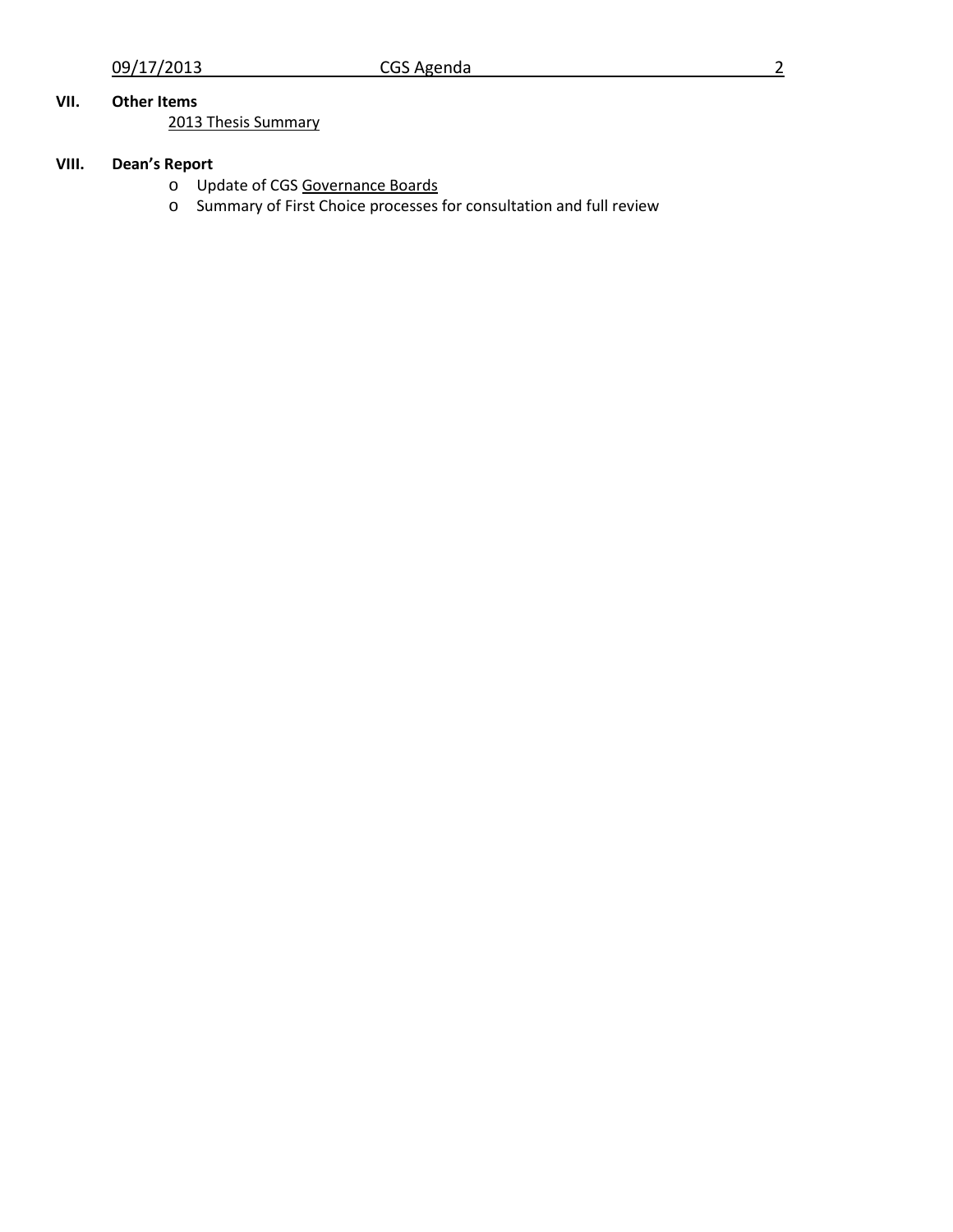## VII. Other Items

2013 Thesis Summary

## VIII. Dean's Report

- Update of CGS Governance Boards
- Summary of First Choice processes for consultation and full review